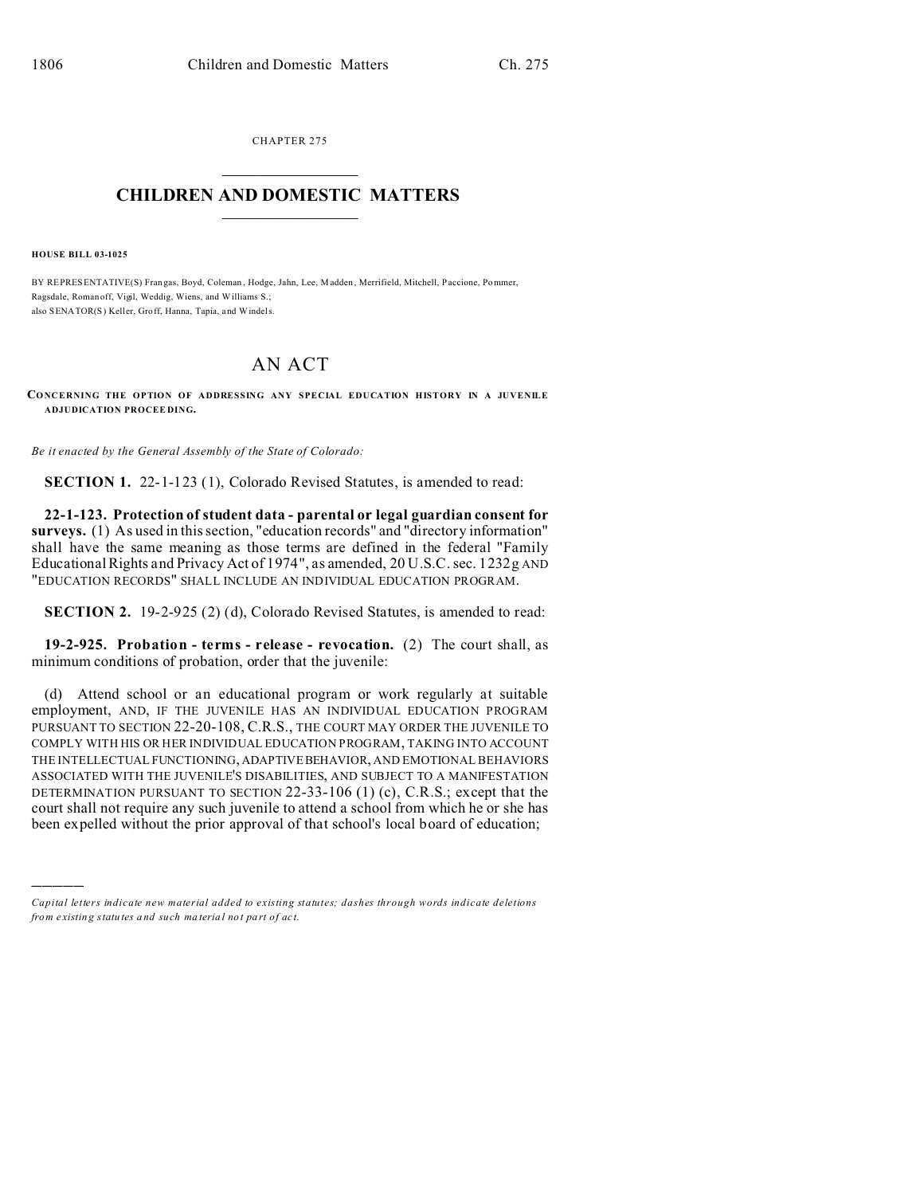CHAPTER 275

# CHILDREN AND DOMESTIC MATTERS

**HOUSE BILL 03-1025**

BY REPRESENTATIVE(S) Frangas, Boyd, Coleman, Hodge, Jahn, Lee, Madden, Merrifield, Mitchell, Paccione, Pommer, Ragsdale, Romanoff, Vigil, Weddig, Wiens, and Williams S.;
also SENATOR(S) Keller, Groff, Hanna, Tapia, and Windels.

# AN ACT

**CONCERNING THE OPTION OF ADDRESSING ANY SPECIAL EDUCATION HISTORY IN A JUVENILE ADJUDICATION PROCEEDING.**

*Be it enacted by the General Assembly of the State of Colorado:*

**SECTION 1.** 22-1-123 (1), Colorado Revised Statutes, is amended to read:

**22-1-123. Protection of student data - parental or legal guardian consent for surveys.** (1) As used in this section, "education records" and "directory information" shall have the same meaning as those terms are defined in the federal "Family Educational Rights and Privacy Act of 1974", as amended, 20 U.S.C. sec. 1232g AND "EDUCATION RECORDS" SHALL INCLUDE AN INDIVIDUAL EDUCATION PROGRAM.

**SECTION 2.** 19-2-925 (2) (d), Colorado Revised Statutes, is amended to read:

**19-2-925. Probation - terms - release - revocation.** (2) The court shall, as minimum conditions of probation, order that the juvenile:

(d) Attend school or an educational program or work regularly at suitable employment, AND, IF THE JUVENILE HAS AN INDIVIDUAL EDUCATION PROGRAM PURSUANT TO SECTION 22-20-108, C.R.S., THE COURT MAY ORDER THE JUVENILE TO COMPLY WITH HIS OR HER INDIVIDUAL EDUCATION PROGRAM, TAKING INTO ACCOUNT THE INTELLECTUAL FUNCTIONING, ADAPTIVE BEHAVIOR, AND EMOTIONAL BEHAVIORS ASSOCIATED WITH THE JUVENILE'S DISABILITIES, AND SUBJECT TO A MANIFESTATION DETERMINATION PURSUANT TO SECTION 22-33-106 (1) (c), C.R.S.; except that the court shall not require any such juvenile to attend a school from which he or she has been expelled without the prior approval of that school's local board of education;

---

*Capital letters indicate new material added to existing statutes; dashes through words indicate deletions from existing statutes and such material not part of act.*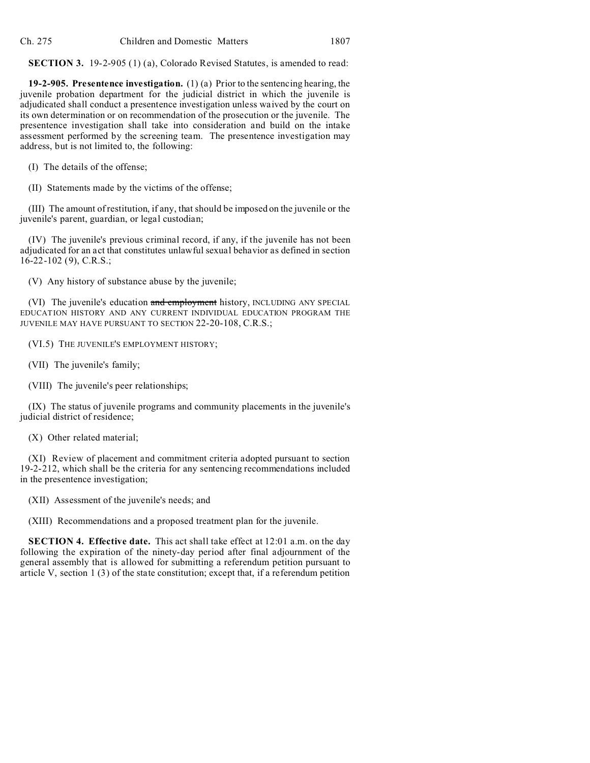**SECTION 3.** 19-2-905 (1) (a), Colorado Revised Statutes, is amended to read:

**19-2-905. Presentence investigation.** (1) (a) Prior to the sentencing hearing, the juvenile probation department for the judicial district in which the juvenile is adjudicated shall conduct a presentence investigation unless waived by the court on its own determination or on recommendation of the prosecution or the juvenile. The presentence investigation shall take into consideration and build on the intake assessment performed by the screening team. The presentence investigation may address, but is not limited to, the following:

(I) The details of the offense;

(II) Statements made by the victims of the offense;

(III) The amount of restitution, if any, that should be imposed on the juvenile or the juvenile's parent, guardian, or legal custodian;

(IV) The juvenile's previous criminal record, if any, if the juvenile has not been adjudicated for an act that constitutes unlawful sexual behavior as defined in section 16-22-102 (9), C.R.S.;

(V) Any history of substance abuse by the juvenile;

(VI) The juvenile's education ~~and employment~~ history, INCLUDING ANY SPECIAL EDUCATION HISTORY AND ANY CURRENT INDIVIDUAL EDUCATION PROGRAM THE JUVENILE MAY HAVE PURSUANT TO SECTION 22-20-108, C.R.S.;

(VI.5) THE JUVENILE'S EMPLOYMENT HISTORY;

(VII) The juvenile's family;

(VIII) The juvenile's peer relationships;

(IX) The status of juvenile programs and community placements in the juvenile's judicial district of residence;

(X) Other related material;

(XI) Review of placement and commitment criteria adopted pursuant to section 19-2-212, which shall be the criteria for any sentencing recommendations included in the presentence investigation;

(XII) Assessment of the juvenile's needs; and

(XIII) Recommendations and a proposed treatment plan for the juvenile.

**SECTION 4. Effective date.** This act shall take effect at 12:01 a.m. on the day following the expiration of the ninety-day period after final adjournment of the general assembly that is allowed for submitting a referendum petition pursuant to article V, section 1 (3) of the state constitution; except that, if a referendum petition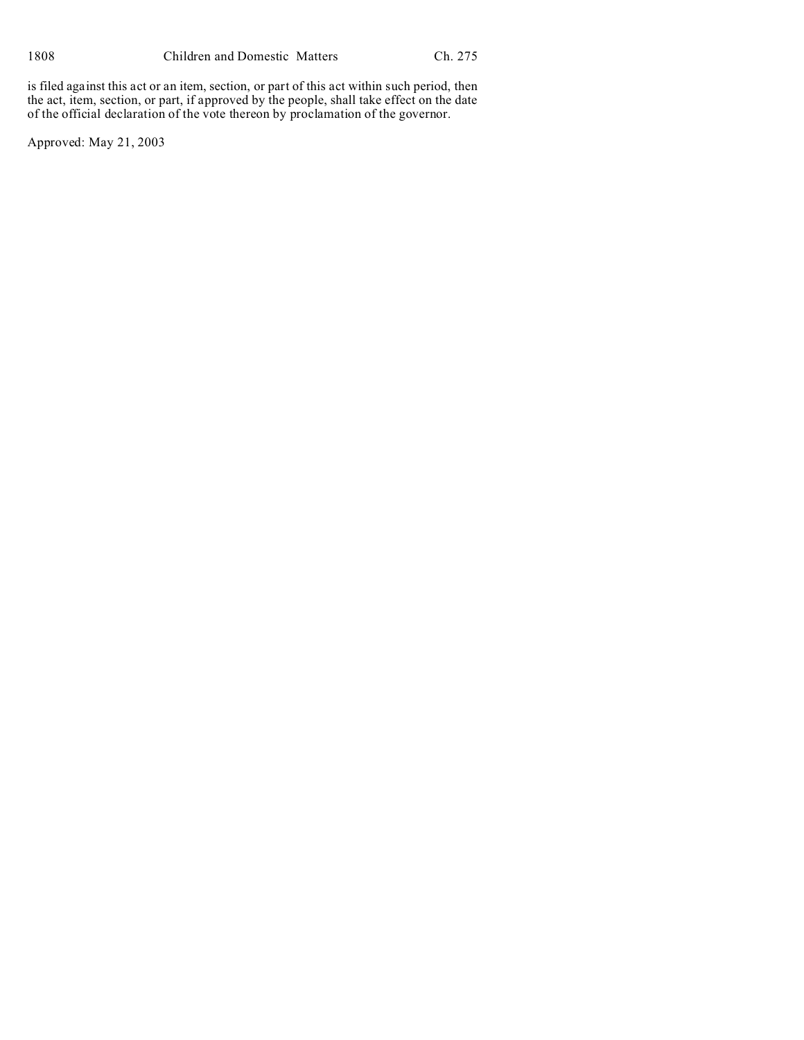is filed against this act or an item, section, or part of this act within such period, then the act, item, section, or part, if approved by the people, shall take effect on the date of the official declaration of the vote thereon by proclamation of the governor.

Approved: May 21, 2003